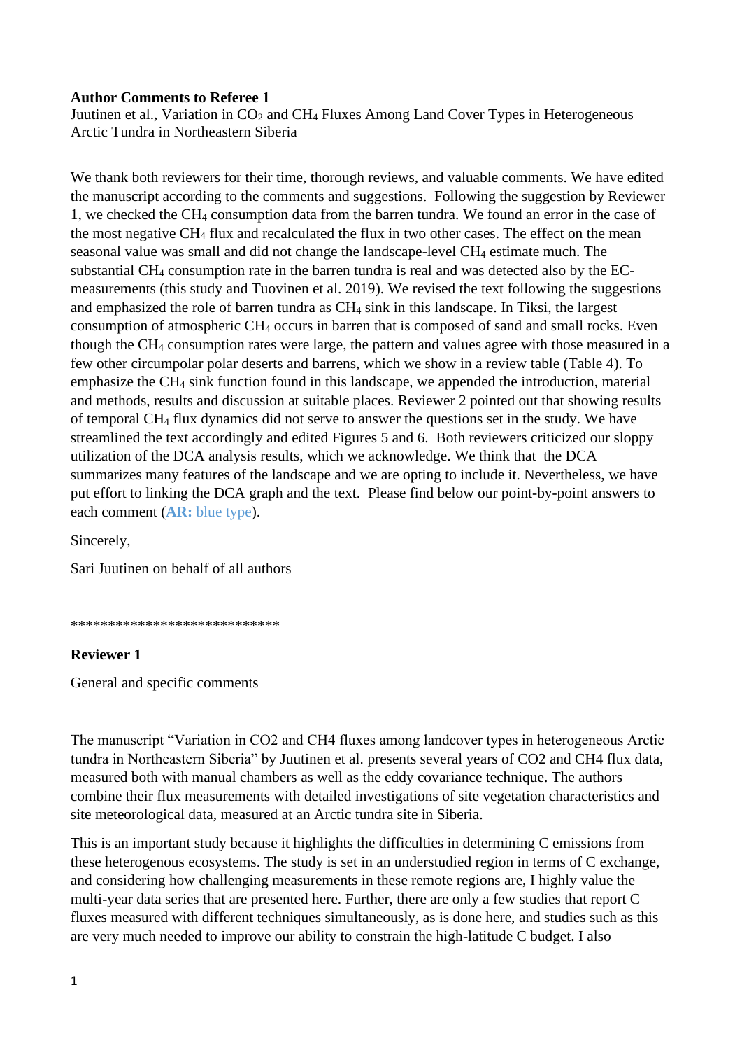**Author Comments to Referee 1**

Juutinen et al., Variation in $CO_2$ and $CH_4$ Fluxes Among Land Cover Types in Heterogeneous Arctic Tundra in Northeastern Siberia

We thank both reviewers for their time, thorough reviews, and valuable comments. We have edited the manuscript according to the comments and suggestions. Following the suggestion by Reviewer 1, we checked the $CH_4$ consumption data from the barren tundra. We found an error in the case of the most negative $CH_4$ flux and recalculated the flux in two other cases. The effect on the mean seasonal value was small and did not change the landscape-level $CH_4$ estimate much. The substantial $CH_4$ consumption rate in the barren tundra is real and was detected also by the EC-measurements (this study and Tuovinen et al. 2019). We revised the text following the suggestions and emphasized the role of barren tundra as $CH_4$ sink in this landscape. In Tiksi, the largest consumption of atmospheric $CH_4$ occurs in barren that is composed of sand and small rocks. Even though the $CH_4$ consumption rates were large, the pattern and values agree with those measured in a few other circumpolar polar deserts and barrens, which we show in a review table (Table 4). To emphasize the $CH_4$ sink function found in this landscape, we appended the introduction, material and methods, results and discussion at suitable places. Reviewer 2 pointed out that showing results of temporal $CH_4$ flux dynamics did not serve to answer the questions set in the study. We have streamlined the text accordingly and edited Figures 5 and 6. Both reviewers criticized our sloppy utilization of the DCA analysis results, which we acknowledge. We think that the DCA summarizes many features of the landscape and we are opting to include it. Nevertheless, we have put effort to linking the DCA graph and the text. Please find below our point-by-point answers to each comment (**AR:** blue type).

Sincerely,

Sari Juutinen on behalf of all authors

****************************

**Reviewer 1**

General and specific comments

The manuscript "Variation in CO2 and CH4 fluxes among landcover types in heterogeneous Arctic tundra in Northeastern Siberia" by Juutinen et al. presents several years of CO2 and CH4 flux data, measured both with manual chambers as well as the eddy covariance technique. The authors combine their flux measurements with detailed investigations of site vegetation characteristics and site meteorological data, measured at an Arctic tundra site in Siberia.

This is an important study because it highlights the difficulties in determining C emissions from these heterogenous ecosystems. The study is set in an understudied region in terms of C exchange, and considering how challenging measurements in these remote regions are, I highly value the multi-year data series that are presented here. Further, there are only a few studies that report C fluxes measured with different techniques simultaneously, as is done here, and studies such as this are very much needed to improve our ability to constrain the high-latitude C budget. I also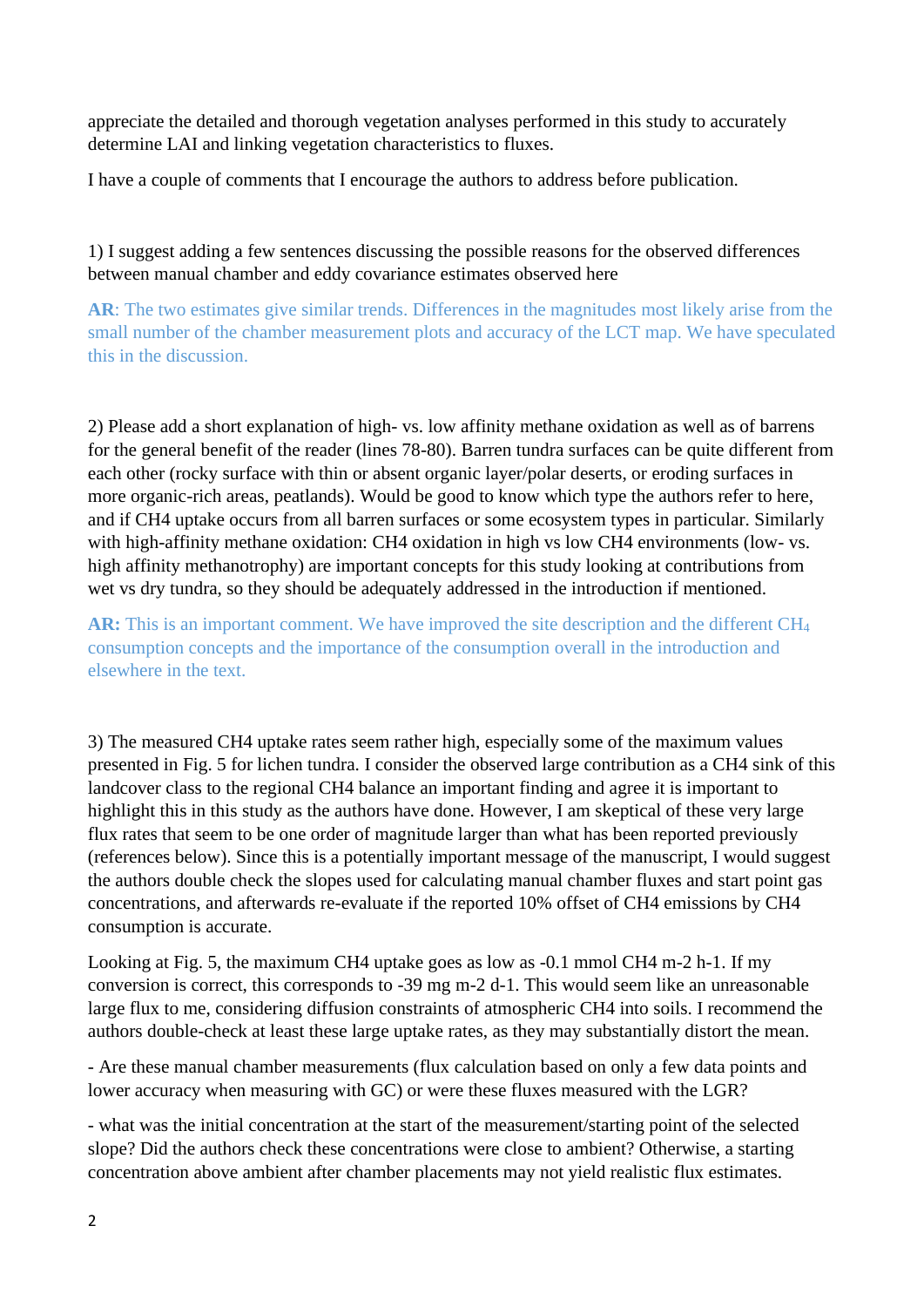appreciate the detailed and thorough vegetation analyses performed in this study to accurately determine LAI and linking vegetation characteristics to fluxes.

I have a couple of comments that I encourage the authors to address before publication.

1) I suggest adding a few sentences discussing the possible reasons for the observed differences between manual chamber and eddy covariance estimates observed here

**AR**: The two estimates give similar trends. Differences in the magnitudes most likely arise from the small number of the chamber measurement plots and accuracy of the LCT map. We have speculated this in the discussion.

2) Please add a short explanation of high- vs. low affinity methane oxidation as well as of barrens for the general benefit of the reader (lines 78-80). Barren tundra surfaces can be quite different from each other (rocky surface with thin or absent organic layer/polar deserts, or eroding surfaces in more organic-rich areas, peatlands). Would be good to know which type the authors refer to here, and if CH4 uptake occurs from all barren surfaces or some ecosystem types in particular. Similarly with high-affinity methane oxidation: CH4 oxidation in high vs low CH4 environments (low- vs. high affinity methanotrophy) are important concepts for this study looking at contributions from wet vs dry tundra, so they should be adequately addressed in the introduction if mentioned.

**AR:** This is an important comment. We have improved the site description and the different $CH_4$ consumption concepts and the importance of the consumption overall in the introduction and elsewhere in the text.

3) The measured CH4 uptake rates seem rather high, especially some of the maximum values presented in Fig. 5 for lichen tundra. I consider the observed large contribution as a CH4 sink of this landcover class to the regional CH4 balance an important finding and agree it is important to highlight this in this study as the authors have done. However, I am skeptical of these very large flux rates that seem to be one order of magnitude larger than what has been reported previously (references below). Since this is a potentially important message of the manuscript, I would suggest the authors double check the slopes used for calculating manual chamber fluxes and start point gas concentrations, and afterwards re-evaluate if the reported 10% offset of CH4 emissions by CH4 consumption is accurate.

Looking at Fig. 5, the maximum CH4 uptake goes as low as -0.1 mmol CH4 m-2 h-1. If my conversion is correct, this corresponds to -39 mg m-2 d-1. This would seem like an unreasonable large flux to me, considering diffusion constraints of atmospheric CH4 into soils. I recommend the authors double-check at least these large uptake rates, as they may substantially distort the mean.

- Are these manual chamber measurements (flux calculation based on only a few data points and lower accuracy when measuring with GC) or were these fluxes measured with the LGR?

- what was the initial concentration at the start of the measurement/starting point of the selected slope? Did the authors check these concentrations were close to ambient? Otherwise, a starting concentration above ambient after chamber placements may not yield realistic flux estimates.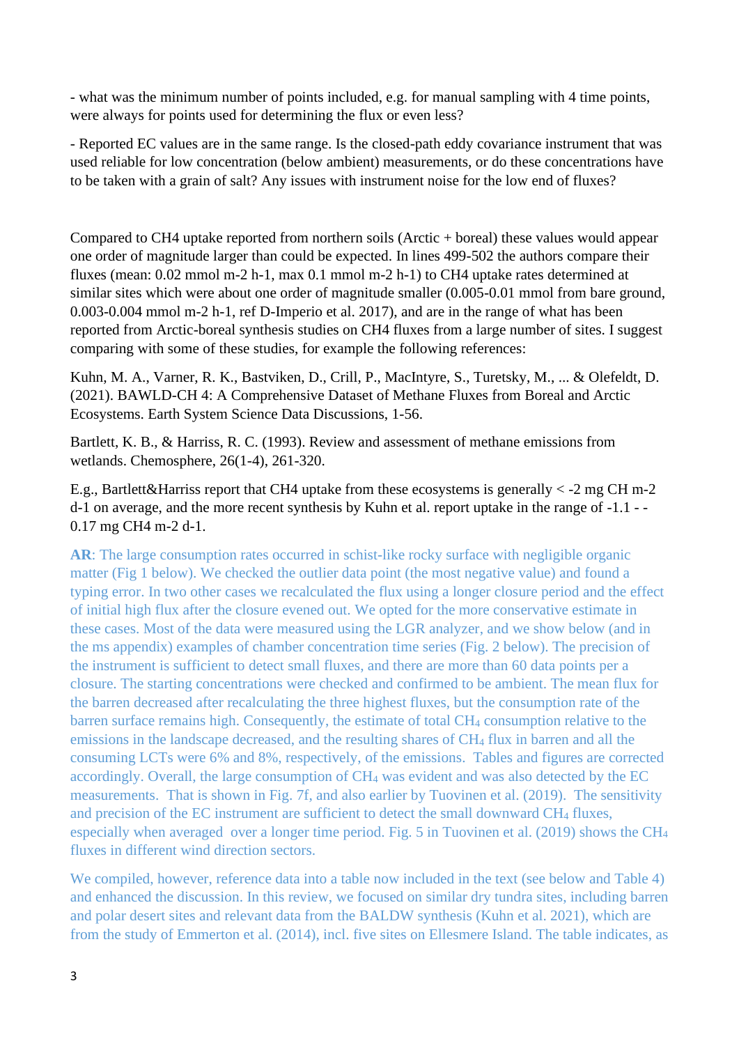- what was the minimum number of points included, e.g. for manual sampling with 4 time points, were always for points used for determining the flux or even less?

- Reported EC values are in the same range. Is the closed-path eddy covariance instrument that was used reliable for low concentration (below ambient) measurements, or do these concentrations have to be taken with a grain of salt? Any issues with instrument noise for the low end of fluxes?

Compared to CH4 uptake reported from northern soils (Arctic + boreal) these values would appear one order of magnitude larger than could be expected. In lines 499-502 the authors compare their fluxes (mean: 0.02 mmol m-2 h-1, max 0.1 mmol m-2 h-1) to CH4 uptake rates determined at similar sites which were about one order of magnitude smaller (0.005-0.01 mmol from bare ground, 0.003-0.004 mmol m-2 h-1, ref D-Imperio et al. 2017), and are in the range of what has been reported from Arctic-boreal synthesis studies on CH4 fluxes from a large number of sites. I suggest comparing with some of these studies, for example the following references:

Kuhn, M. A., Varner, R. K., Bastviken, D., Crill, P., MacIntyre, S., Turetsky, M., ... & Olefeldt, D. (2021). BAWLD-CH 4: A Comprehensive Dataset of Methane Fluxes from Boreal and Arctic Ecosystems. Earth System Science Data Discussions, 1-56.

Bartlett, K. B., & Harriss, R. C. (1993). Review and assessment of methane emissions from wetlands. Chemosphere, 26(1-4), 261-320.

E.g., Bartlett&Harriss report that CH4 uptake from these ecosystems is generally < -2 mg CH m-2 d-1 on average, and the more recent synthesis by Kuhn et al. report uptake in the range of -1.1 - -0.17 mg CH4 m-2 d-1.

**AR**: The large consumption rates occurred in schist-like rocky surface with negligible organic matter (Fig 1 below). We checked the outlier data point (the most negative value) and found a typing error. In two other cases we recalculated the flux using a longer closure period and the effect of initial high flux after the closure evened out. We opted for the more conservative estimate in these cases. Most of the data were measured using the LGR analyzer, and we show below (and in the ms appendix) examples of chamber concentration time series (Fig. 2 below). The precision of the instrument is sufficient to detect small fluxes, and there are more than 60 data points per a closure. The starting concentrations were checked and confirmed to be ambient. The mean flux for the barren decreased after recalculating the three highest fluxes, but the consumption rate of the barren surface remains high. Consequently, the estimate of total $CH_4$ consumption relative to the emissions in the landscape decreased, and the resulting shares of $CH_4$ flux in barren and all the consuming LCTs were 6% and 8%, respectively, of the emissions. Tables and figures are corrected accordingly. Overall, the large consumption of $CH_4$ was evident and was also detected by the EC measurements. That is shown in Fig. 7f, and also earlier by Tuovinen et al. (2019). The sensitivity and precision of the EC instrument are sufficient to detect the small downward $CH_4$ fluxes, especially when averaged over a longer time period. Fig. 5 in Tuovinen et al. (2019) shows the $CH_4$ fluxes in different wind direction sectors.

We compiled, however, reference data into a table now included in the text (see below and Table 4) and enhanced the discussion. In this review, we focused on similar dry tundra sites, including barren and polar desert sites and relevant data from the BALDW synthesis (Kuhn et al. 2021), which are from the study of Emmerton et al. (2014), incl. five sites on Ellesmere Island. The table indicates, as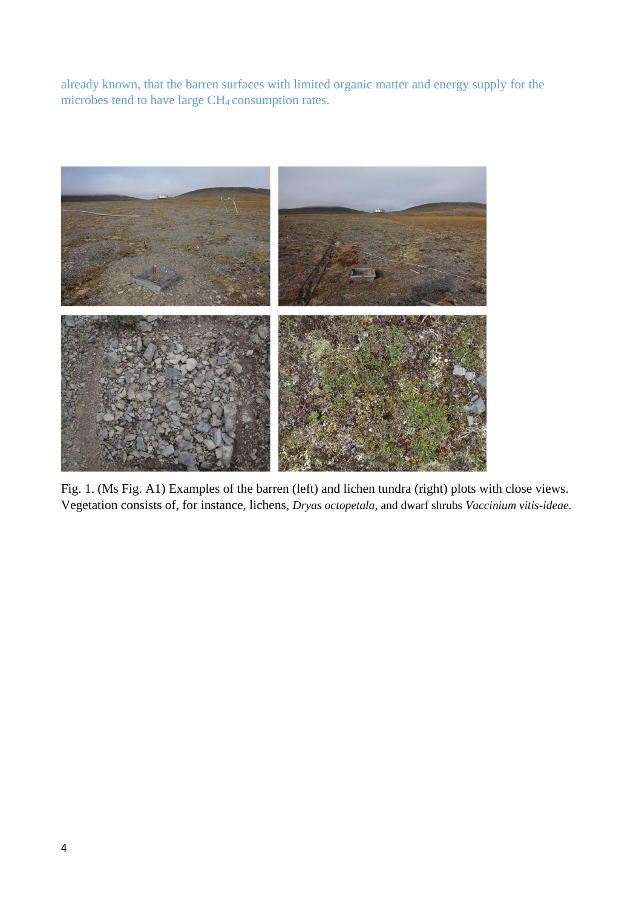already known, that the barren surfaces with limited organic matter and energy supply for the microbes tend to have large $CH_4$ consumption rates.

Fig. 1. (Ms Fig. A1) Examples of the barren (left) and lichen tundra (right) plots with close views. Vegetation consists of, for instance, lichens, *Dryas octopetala,* and dwarf shrubs *Vaccinium vitis-ideae.*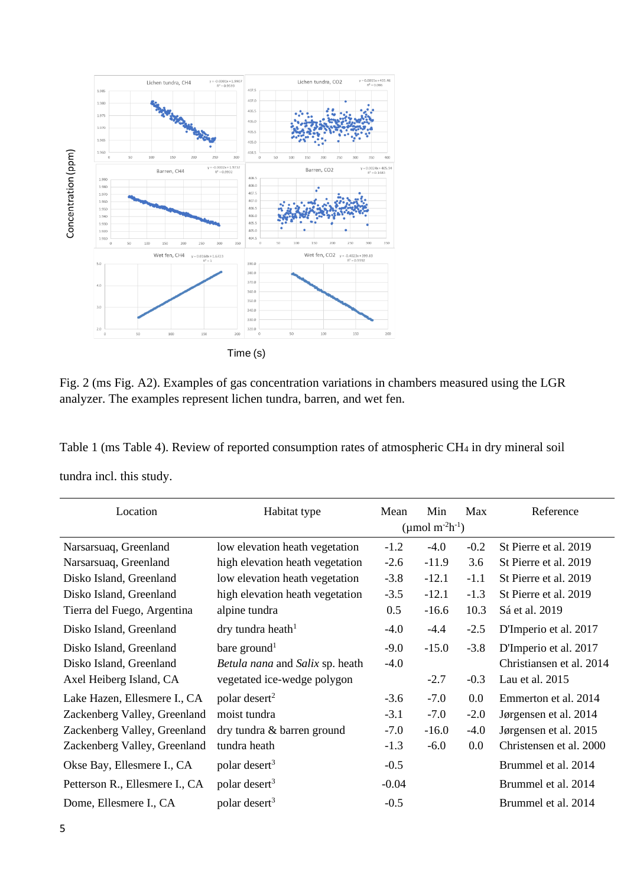Fig. 2 (ms Fig. A2). Examples of gas concentration variations in chambers measured using the LGR analyzer. The examples represent lichen tundra, barren, and wet fen.

Table 1 (ms Table 4). Review of reported consumption rates of atmospheric $CH_4$ in dry mineral soil tundra incl. this study.

| Location | Habitat type | Mean | Min | Max | Reference |
|---|---|---|---|---|---|
| | | ($\mu$mol m$^{-2}$h$^{-1}$) | | | |
| Narsarsuaq, Greenland | low elevation heath vegetation | -1.2 | -4.0 | -0.2 | St Pierre et al. 2019 |
| Narsarsuaq, Greenland | high elevation heath vegetation | -2.6 | -11.9 | 3.6 | St Pierre et al. 2019 |
| Disko Island, Greenland | low elevation heath vegetation | -3.8 | -12.1 | -1.1 | St Pierre et al. 2019 |
| Disko Island, Greenland | high elevation heath vegetation | -3.5 | -12.1 | -1.3 | St Pierre et al. 2019 |
| Tierra del Fuego, Argentina | alpine tundra | 0.5 | -16.6 | 10.3 | Sá et al. 2019 |
| Disko Island, Greenland | dry tundra heath[1] | -4.0 | -4.4 | -2.5 | D'Imperio et al. 2017 |
| Disko Island, Greenland | bare ground[1] | -9.0 | -15.0 | -3.8 | D'Imperio et al. 2017 |
| Disko Island, Greenland | *Betula nana* and *Salix* sp. heath | -4.0 | | | Christiansen et al. 2014 |
| Axel Heiberg Island, CA | vegetated ice-wedge polygon | | -2.7 | -0.3 | Lau et al. 2015 |
| Lake Hazen, Ellesmere I., CA | polar desert[2] | -3.6 | -7.0 | 0.0 | Emmerton et al. 2014 |
| Zackenberg Valley, Greenland | moist tundra | -3.1 | -7.0 | -2.0 | Jørgensen et al. 2014 |
| Zackenberg Valley, Greenland | dry tundra & barren ground | -7.0 | -16.0 | -4.0 | Jørgensen et al. 2015 |
| Zackenberg Valley, Greenland | tundra heath | -1.3 | -6.0 | 0.0 | Christensen et al. 2000 |
| Okse Bay, Ellesmere I., CA | polar desert[3] | -0.5 | | | Brummel et al. 2014 |
| Petterson R., Ellesmere I., CA | polar desert[3] | -0.04 | | | Brummel et al. 2014 |
| Dome, Ellesmere I., CA | polar desert[3] | -0.5 | | | Brummel et al. 2014 |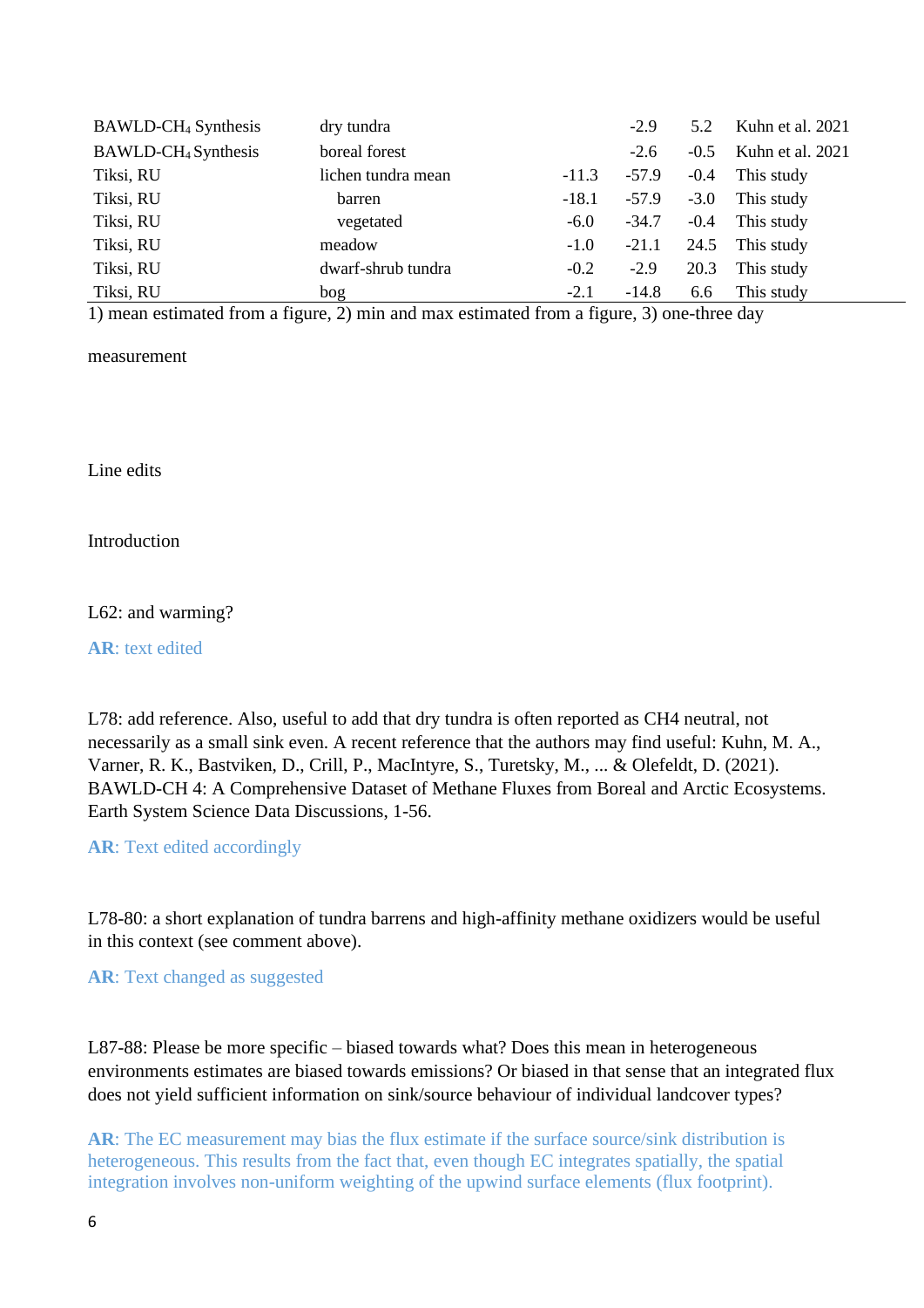| | | | | | |
|---|---|---|---|---|---|
| BAWLD-$CH_4$ Synthesis | dry tundra | | -2.9 | 5.2 | Kuhn et al. 2021 |
| BAWLD-$CH_4$ Synthesis | boreal forest | | -2.6 | -0.5 | Kuhn et al. 2021 |
| Tiksi, RU | lichen tundra mean | -11.3 | -57.9 | -0.4 | This study |
| Tiksi, RU | barren | -18.1 | -57.9 | -3.0 | This study |
| Tiksi, RU | vegetated | -6.0 | -34.7 | -0.4 | This study |
| Tiksi, RU | meadow | -1.0 | -21.1 | 24.5 | This study |
| Tiksi, RU | dwarf-shrub tundra | -0.2 | -2.9 | 20.3 | This study |
| Tiksi, RU | bog | -2.1 | -14.8 | 6.6 | This study |

1) mean estimated from a figure, 2) min and max estimated from a figure, 3) one-three day measurement

Line edits

Introduction

L62: and warming?

**AR**: text edited

L78: add reference. Also, useful to add that dry tundra is often reported as CH4 neutral, not necessarily as a small sink even. A recent reference that the authors may find useful: Kuhn, M. A., Varner, R. K., Bastviken, D., Crill, P., MacIntyre, S., Turetsky, M., ... & Olefeldt, D. (2021). BAWLD-CH 4: A Comprehensive Dataset of Methane Fluxes from Boreal and Arctic Ecosystems. Earth System Science Data Discussions, 1-56.

**AR**: Text edited accordingly

L78-80: a short explanation of tundra barrens and high-affinity methane oxidizers would be useful in this context (see comment above).

**AR**: Text changed as suggested

L87-88: Please be more specific – biased towards what? Does this mean in heterogeneous environments estimates are biased towards emissions? Or biased in that sense that an integrated flux does not yield sufficient information on sink/source behaviour of individual landcover types?

**AR**: The EC measurement may bias the flux estimate if the surface source/sink distribution is heterogeneous. This results from the fact that, even though EC integrates spatially, the spatial integration involves non-uniform weighting of the upwind surface elements (flux footprint).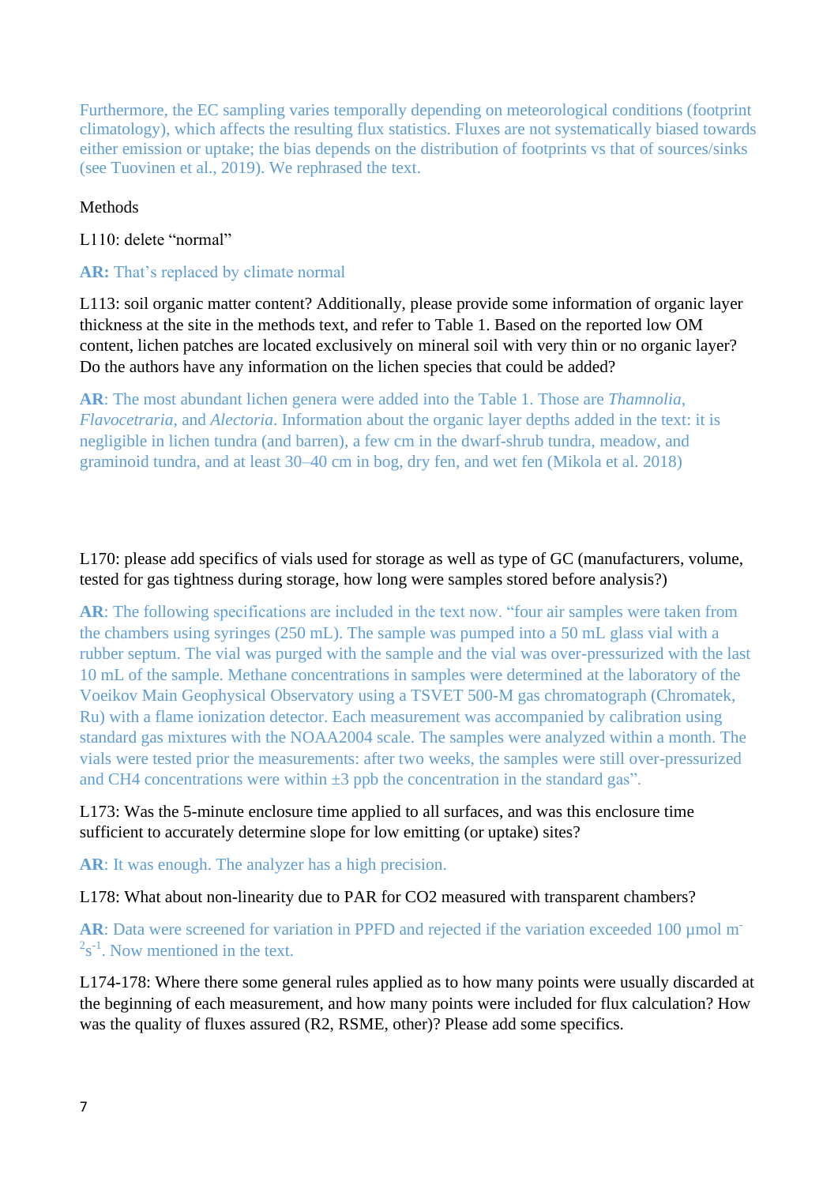Furthermore, the EC sampling varies temporally depending on meteorological conditions (footprint climatology), which affects the resulting flux statistics. Fluxes are not systematically biased towards either emission or uptake; the bias depends on the distribution of footprints vs that of sources/sinks (see Tuovinen et al., 2019). We rephrased the text.

Methods

L110: delete "normal"

**AR:** That's replaced by climate normal

L113: soil organic matter content? Additionally, please provide some information of organic layer thickness at the site in the methods text, and refer to Table 1. Based on the reported low OM content, lichen patches are located exclusively on mineral soil with very thin or no organic layer? Do the authors have any information on the lichen species that could be added?

**AR**: The most abundant lichen genera were added into the Table 1. Those are *Thamnolia*, *Flavocetraria*, and *Alectoria*. Information about the organic layer depths added in the text: it is negligible in lichen tundra (and barren), a few cm in the dwarf-shrub tundra, meadow, and graminoid tundra, and at least 30–40 cm in bog, dry fen, and wet fen (Mikola et al. 2018)

L170: please add specifics of vials used for storage as well as type of GC (manufacturers, volume, tested for gas tightness during storage, how long were samples stored before analysis?)

**AR**: The following specifications are included in the text now. "four air samples were taken from the chambers using syringes (250 mL). The sample was pumped into a 50 mL glass vial with a rubber septum. The vial was purged with the sample and the vial was over-pressurized with the last 10 mL of the sample. Methane concentrations in samples were determined at the laboratory of the Voeikov Main Geophysical Observatory using a TSVET 500-M gas chromatograph (Chromatek, Ru) with a flame ionization detector. Each measurement was accompanied by calibration using standard gas mixtures with the NOAA2004 scale. The samples were analyzed within a month. The vials were tested prior the measurements: after two weeks, the samples were still over-pressurized and $CH_4$ concentrations were within ±3 ppb the concentration in the standard gas".

L173: Was the 5-minute enclosure time applied to all surfaces, and was this enclosure time sufficient to accurately determine slope for low emitting (or uptake) sites?

**AR**: It was enough. The analyzer has a high precision.

L178: What about non-linearity due to PAR for CO2 measured with transparent chambers?

**AR**: Data were screened for variation in PPFD and rejected if the variation exceeded 100 µmol $m^{-2}s^{-1}$. Now mentioned in the text.

L174-178: Where there some general rules applied as to how many points were usually discarded at the beginning of each measurement, and how many points were included for flux calculation? How was the quality of fluxes assured ($R^2$, RSME, other)? Please add some specifics.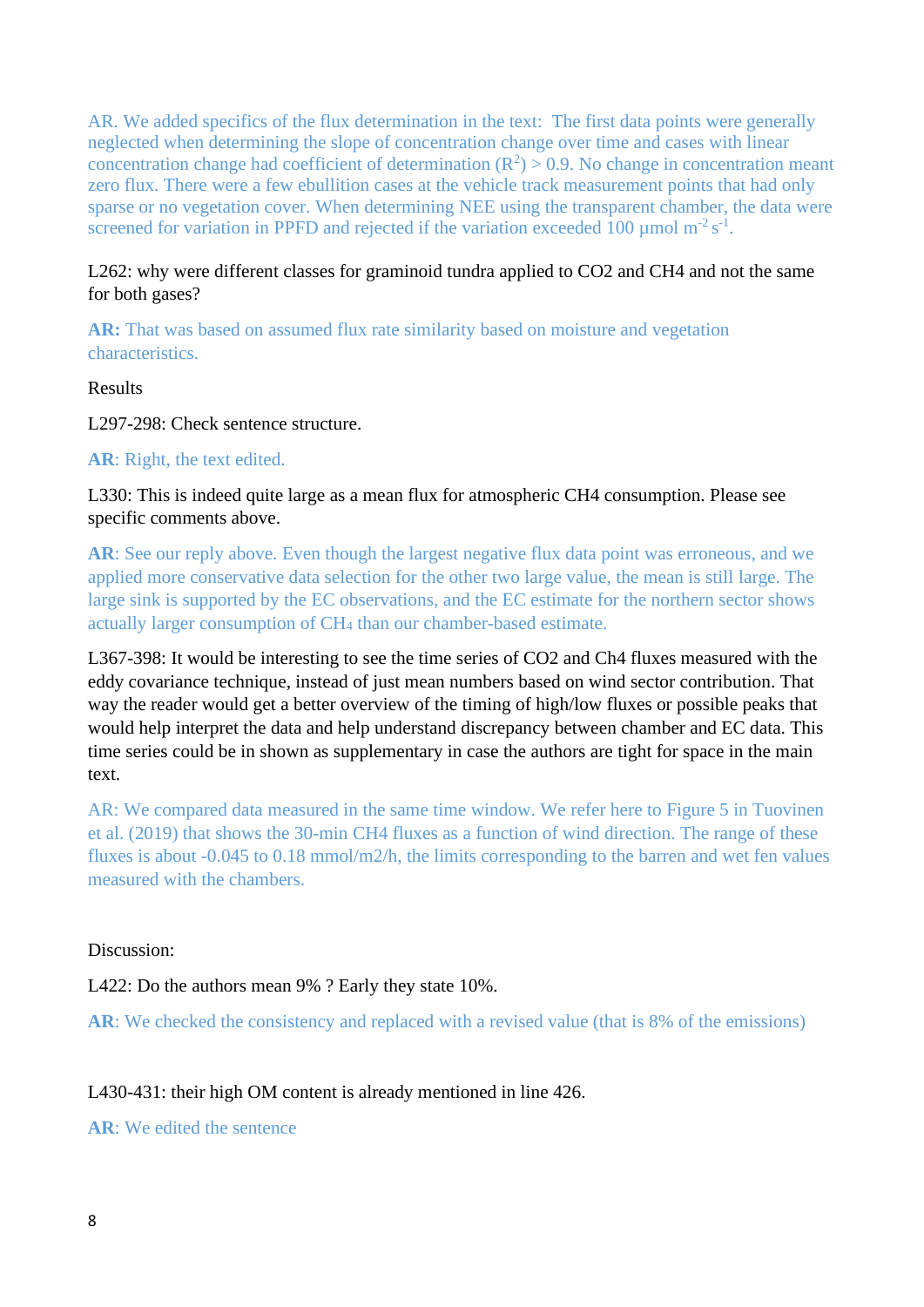AR. We added specifics of the flux determination in the text: The first data points were generally neglected when determining the slope of concentration change over time and cases with linear concentration change had coefficient of determination ($R^2$) > 0.9. No change in concentration meant zero flux. There were a few ebullition cases at the vehicle track measurement points that had only sparse or no vegetation cover. When determining NEE using the transparent chamber, the data were screened for variation in PPFD and rejected if the variation exceeded 100 µmol $m^{-2}$ $s^{-1}$.

L262: why were different classes for graminoid tundra applied to CO2 and CH4 and not the same for both gases?

**AR:** That was based on assumed flux rate similarity based on moisture and vegetation characteristics.

Results

L297-298: Check sentence structure.

**AR**: Right, the text edited.

L330: This is indeed quite large as a mean flux for atmospheric CH4 consumption. Please see specific comments above.

**AR**: See our reply above. Even though the largest negative flux data point was erroneous, and we applied more conservative data selection for the other two large value, the mean is still large. The large sink is supported by the EC observations, and the EC estimate for the northern sector shows actually larger consumption of $CH_4$ than our chamber-based estimate.

L367-398: It would be interesting to see the time series of CO2 and Ch4 fluxes measured with the eddy covariance technique, instead of just mean numbers based on wind sector contribution. That way the reader would get a better overview of the timing of high/low fluxes or possible peaks that would help interpret the data and help understand discrepancy between chamber and EC data. This time series could be in shown as supplementary in case the authors are tight for space in the main text.

AR: We compared data measured in the same time window. We refer here to Figure 5 in Tuovinen et al. (2019) that shows the 30-min CH4 fluxes as a function of wind direction. The range of these fluxes is about -0.045 to 0.18 mmol/m2/h, the limits corresponding to the barren and wet fen values measured with the chambers.

Discussion:

L422: Do the authors mean 9% ? Early they state 10%.

**AR**: We checked the consistency and replaced with a revised value (that is 8% of the emissions)

L430-431: their high OM content is already mentioned in line 426.

**AR**: We edited the sentence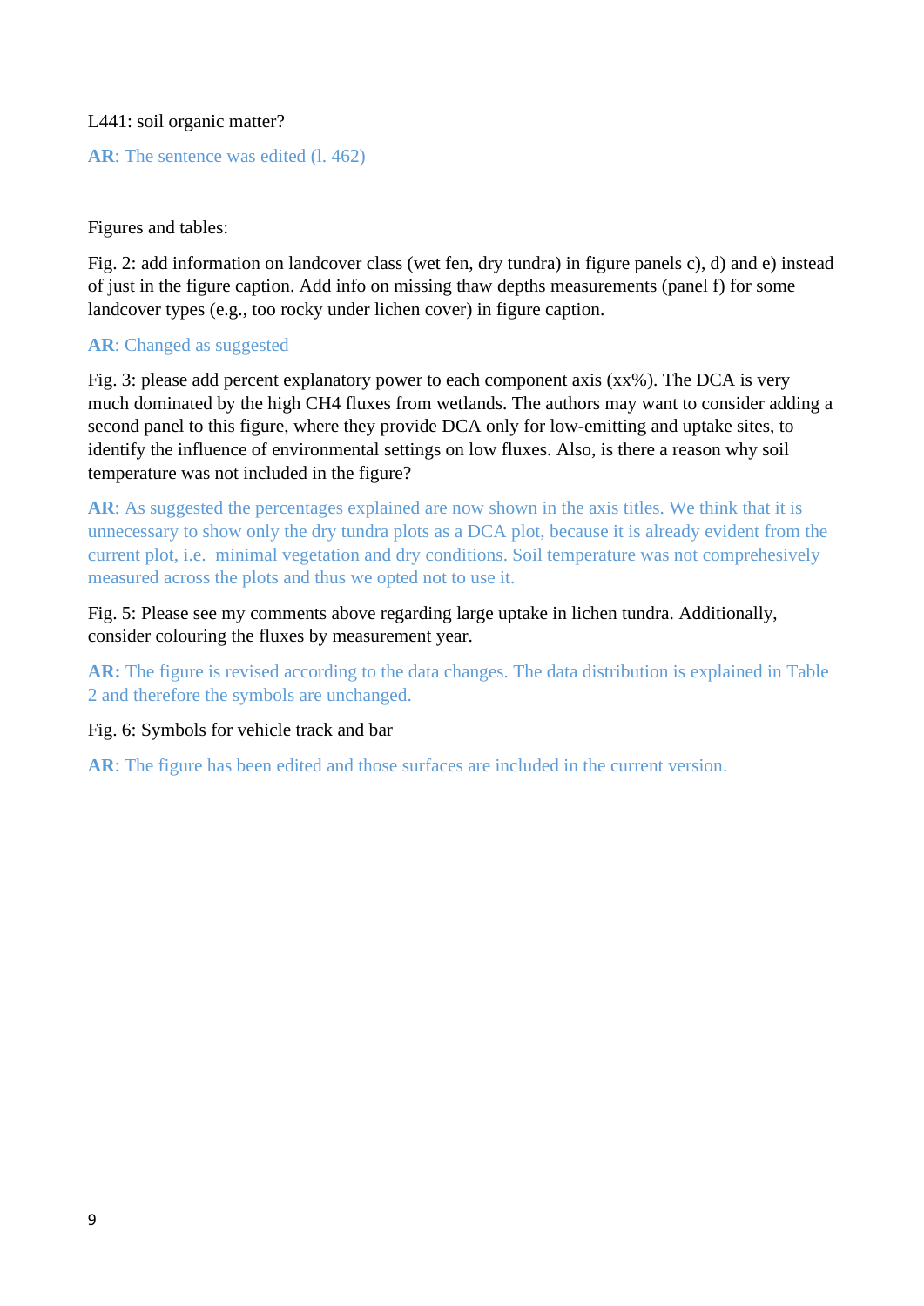L441: soil organic matter?

**AR**: The sentence was edited (l. 462)

Figures and tables:

Fig. 2: add information on landcover class (wet fen, dry tundra) in figure panels c), d) and e) instead of just in the figure caption. Add info on missing thaw depths measurements (panel f) for some landcover types (e.g., too rocky under lichen cover) in figure caption.

**AR**: Changed as suggested

Fig. 3: please add percent explanatory power to each component axis (xx%). The DCA is very much dominated by the high $CH_4$ fluxes from wetlands. The authors may want to consider adding a second panel to this figure, where they provide DCA only for low-emitting and uptake sites, to identify the influence of environmental settings on low fluxes. Also, is there a reason why soil temperature was not included in the figure?

**AR**: As suggested the percentages explained are now shown in the axis titles. We think that it is unnecessary to show only the dry tundra plots as a DCA plot, because it is already evident from the current plot, i.e. minimal vegetation and dry conditions. Soil temperature was not comprehesively measured across the plots and thus we opted not to use it.

Fig. 5: Please see my comments above regarding large uptake in lichen tundra. Additionally, consider colouring the fluxes by measurement year.

**AR:** The figure is revised according to the data changes. The data distribution is explained in Table 2 and therefore the symbols are unchanged.

Fig. 6: Symbols for vehicle track and bar

**AR**: The figure has been edited and those surfaces are included in the current version.